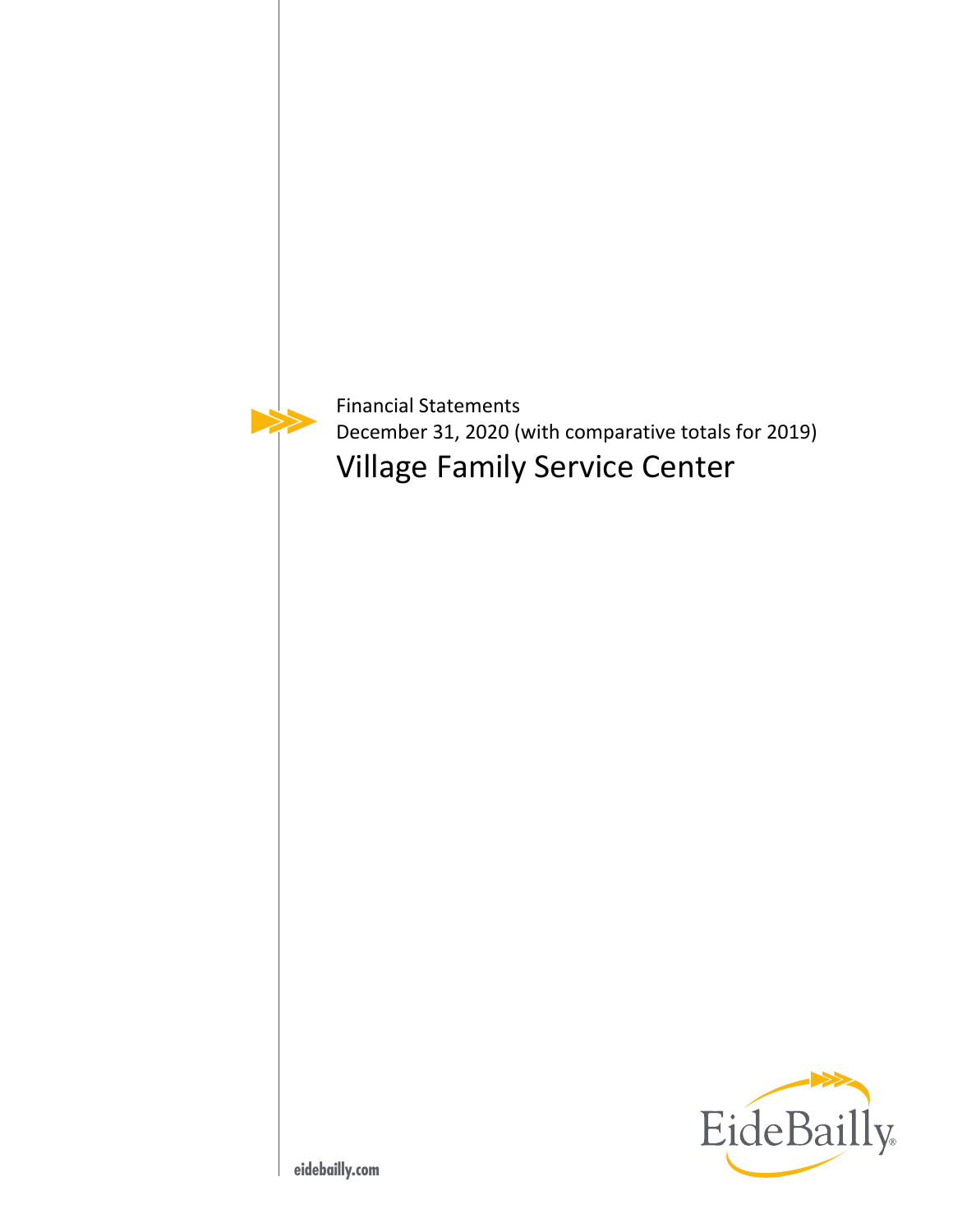Financial Statements

December 31, 2020 (with comparative totals for 2019)

# Village Family Service Center

EideBailly

eidebailly.com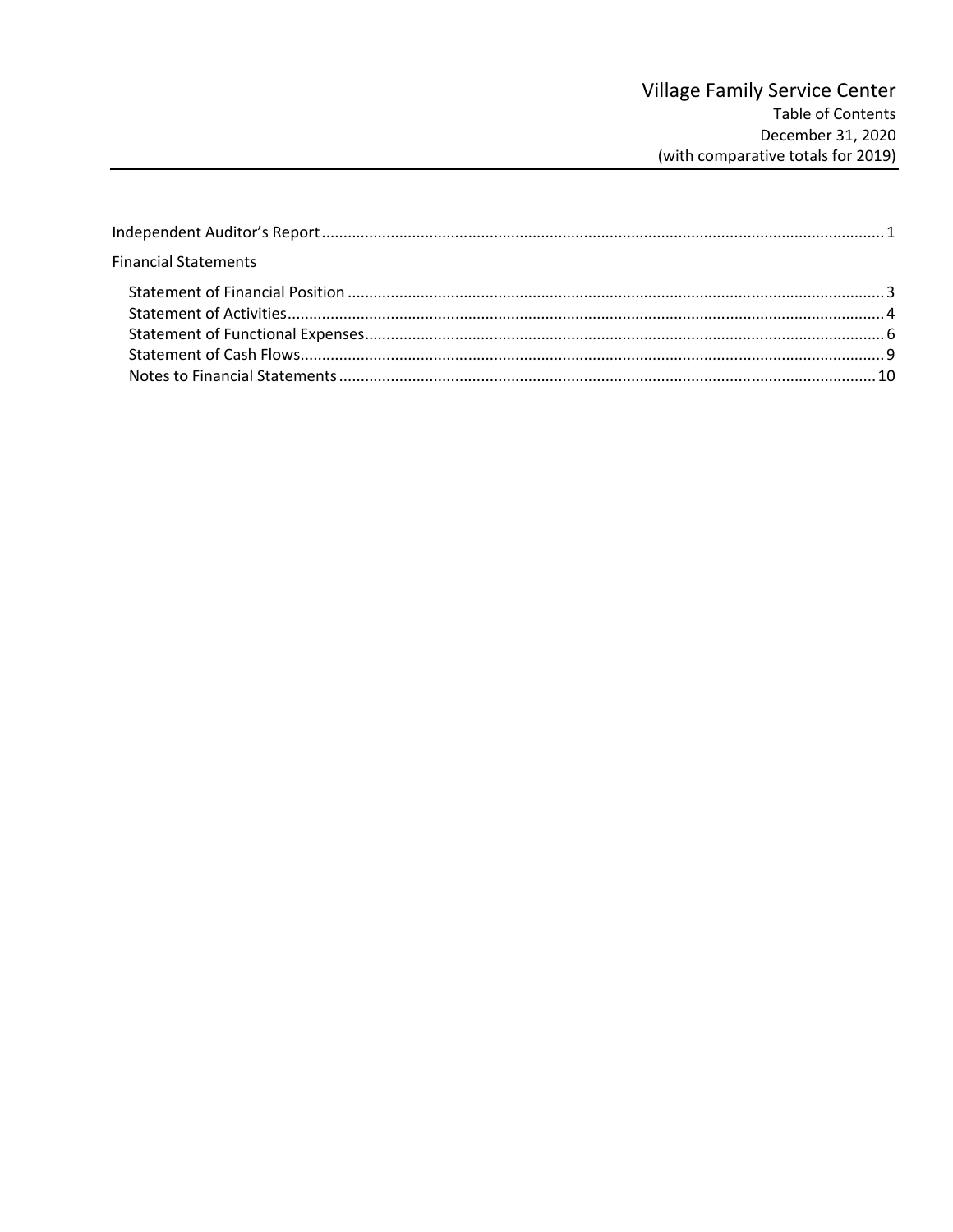# Village Family Service Center

Table of Contents
December 31, 2020
(with comparative totals for 2019)

| | |
|---|---|
| Independent Auditor's Report | 1 |
| **Financial Statements** | |
| Statement of Financial Position | 3 |
| Statement of Activities | 4 |
| Statement of Functional Expenses | 6 |
| Statement of Cash Flows | 9 |
| Notes to Financial Statements | 10 |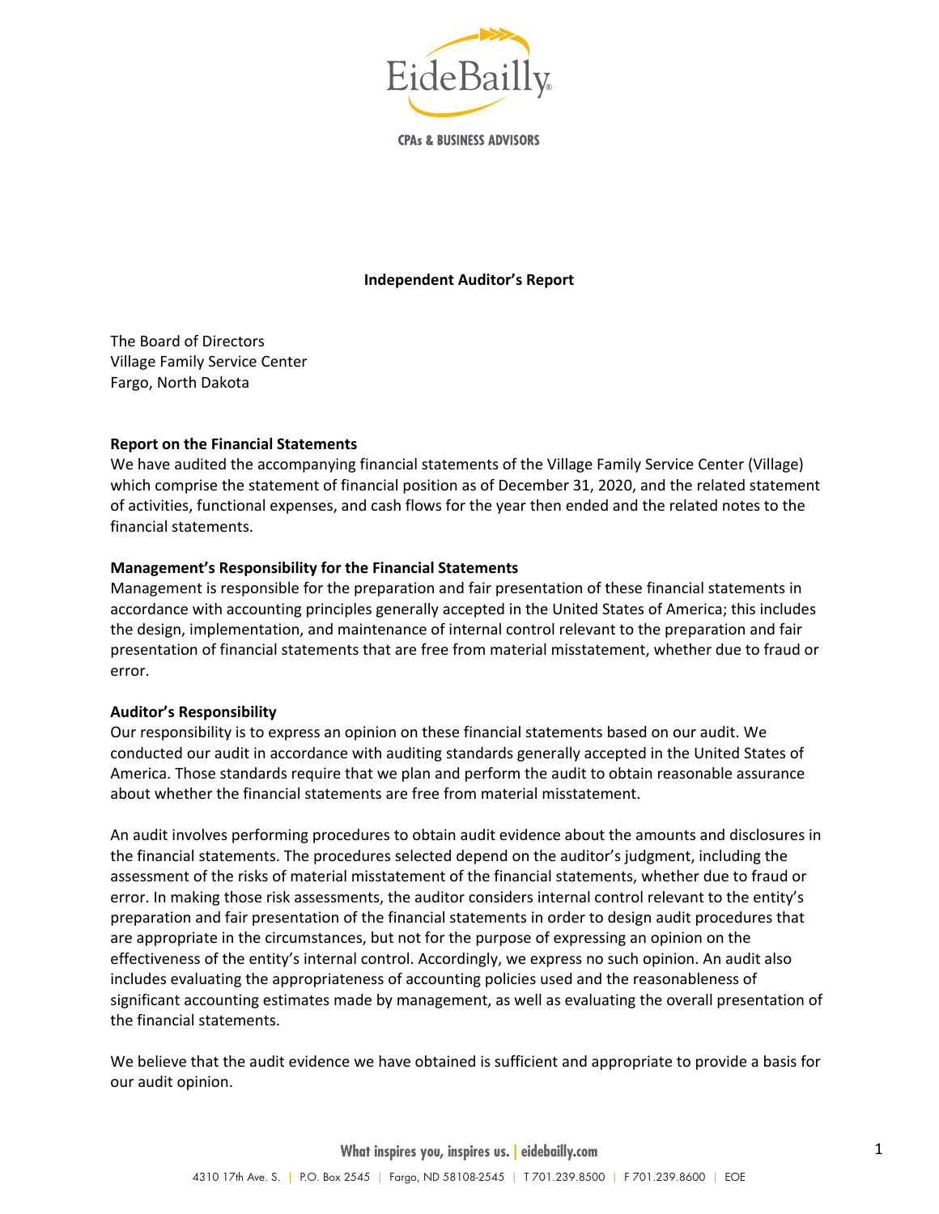# Independent Auditor's Report

The Board of Directors
Village Family Service Center
Fargo, North Dakota

**Report on the Financial Statements**

We have audited the accompanying financial statements of the Village Family Service Center (Village) which comprise the statement of financial position as of December 31, 2020, and the related statement of activities, functional expenses, and cash flows for the year then ended and the related notes to the financial statements.

**Management's Responsibility for the Financial Statements**

Management is responsible for the preparation and fair presentation of these financial statements in accordance with accounting principles generally accepted in the United States of America; this includes the design, implementation, and maintenance of internal control relevant to the preparation and fair presentation of financial statements that are free from material misstatement, whether due to fraud or error.

**Auditor's Responsibility**

Our responsibility is to express an opinion on these financial statements based on our audit. We conducted our audit in accordance with auditing standards generally accepted in the United States of America. Those standards require that we plan and perform the audit to obtain reasonable assurance about whether the financial statements are free from material misstatement.

An audit involves performing procedures to obtain audit evidence about the amounts and disclosures in the financial statements. The procedures selected depend on the auditor's judgment, including the assessment of the risks of material misstatement of the financial statements, whether due to fraud or error. In making those risk assessments, the auditor considers internal control relevant to the entity's preparation and fair presentation of the financial statements in order to design audit procedures that are appropriate in the circumstances, but not for the purpose of expressing an opinion on the effectiveness of the entity's internal control. Accordingly, we express no such opinion. An audit also includes evaluating the appropriateness of accounting policies used and the reasonableness of significant accounting estimates made by management, as well as evaluating the overall presentation of the financial statements.

We believe that the audit evidence we have obtained is sufficient and appropriate to provide a basis for our audit opinion.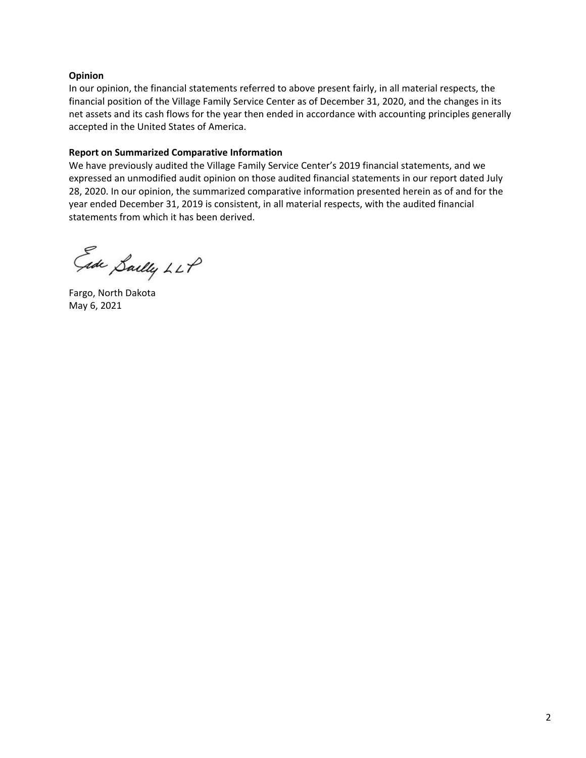**Opinion**

In our opinion, the financial statements referred to above present fairly, in all material respects, the financial position of the Village Family Service Center as of December 31, 2020, and the changes in its net assets and its cash flows for the year then ended in accordance with accounting principles generally accepted in the United States of America.

**Report on Summarized Comparative Information**

We have previously audited the Village Family Service Center's 2019 financial statements, and we expressed an unmodified audit opinion on those audited financial statements in our report dated July 28, 2020. In our opinion, the summarized comparative information presented herein as of and for the year ended December 31, 2019 is consistent, in all material respects, with the audited financial statements from which it has been derived.

Eide Bailly LLP

Fargo, North Dakota
May 6, 2021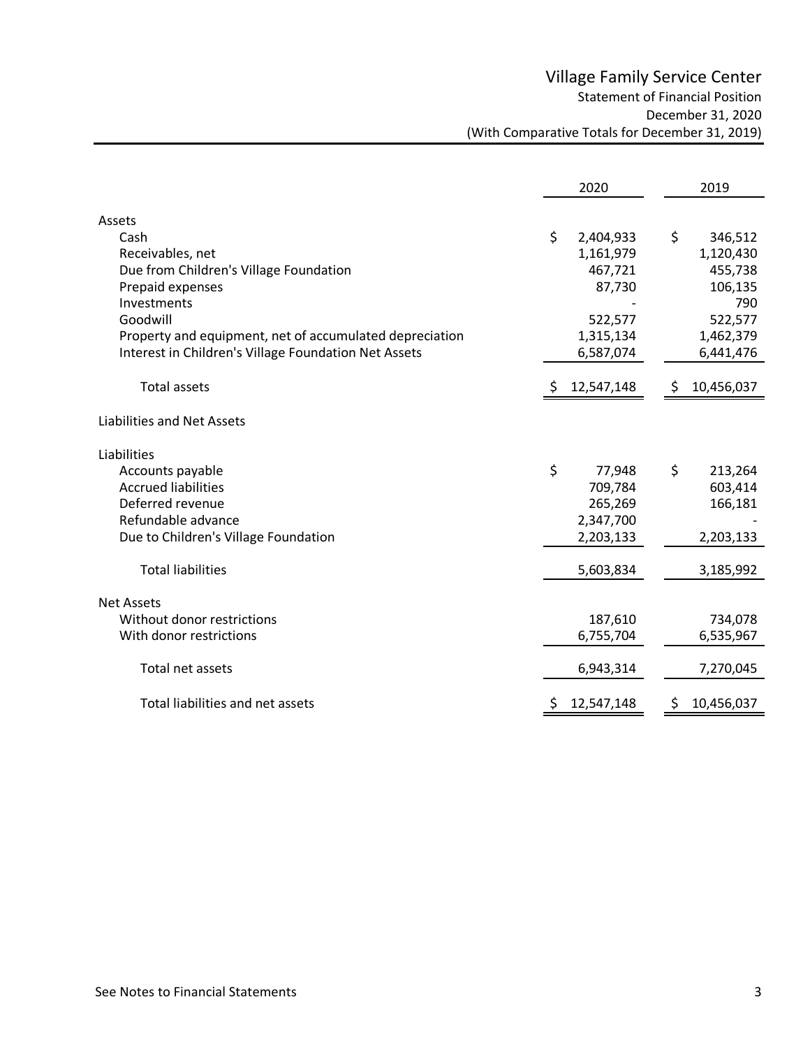# Village Family Service Center

## Statement of Financial Position

December 31, 2020

(With Comparative Totals for December 31, 2019)

| | 2020 | 2019 |
|---|---|---|
| **Assets** | | |
| Cash | $ 2,404,933 | $ 346,512 |
| Receivables, net | 1,161,979 | 1,120,430 |
| Due from Children's Village Foundation | 467,721 | 455,738 |
| Prepaid expenses | 87,730 | 106,135 |
| Investments | - | 790 |
| Goodwill | 522,577 | 522,577 |
| Property and equipment, net of accumulated depreciation | 1,315,134 | 1,462,379 |
| Interest in Children's Village Foundation Net Assets | 6,587,074 | 6,441,476 |
| Total assets | $ 12,547,148 | $ 10,456,037 |
| **Liabilities and Net Assets** | | |
| **Liabilities** | | |
| Accounts payable | $ 77,948 | $ 213,264 |
| Accrued liabilities | 709,784 | 603,414 |
| Deferred revenue | 265,269 | 166,181 |
| Refundable advance | 2,347,700 | - |
| Due to Children's Village Foundation | 2,203,133 | 2,203,133 |
| Total liabilities | 5,603,834 | 3,185,992 |
| **Net Assets** | | |
| Without donor restrictions | 187,610 | 734,078 |
| With donor restrictions | 6,755,704 | 6,535,967 |
| Total net assets | 6,943,314 | 7,270,045 |
| Total liabilities and net assets | $ 12,547,148 | $ 10,456,037 |

See Notes to Financial Statements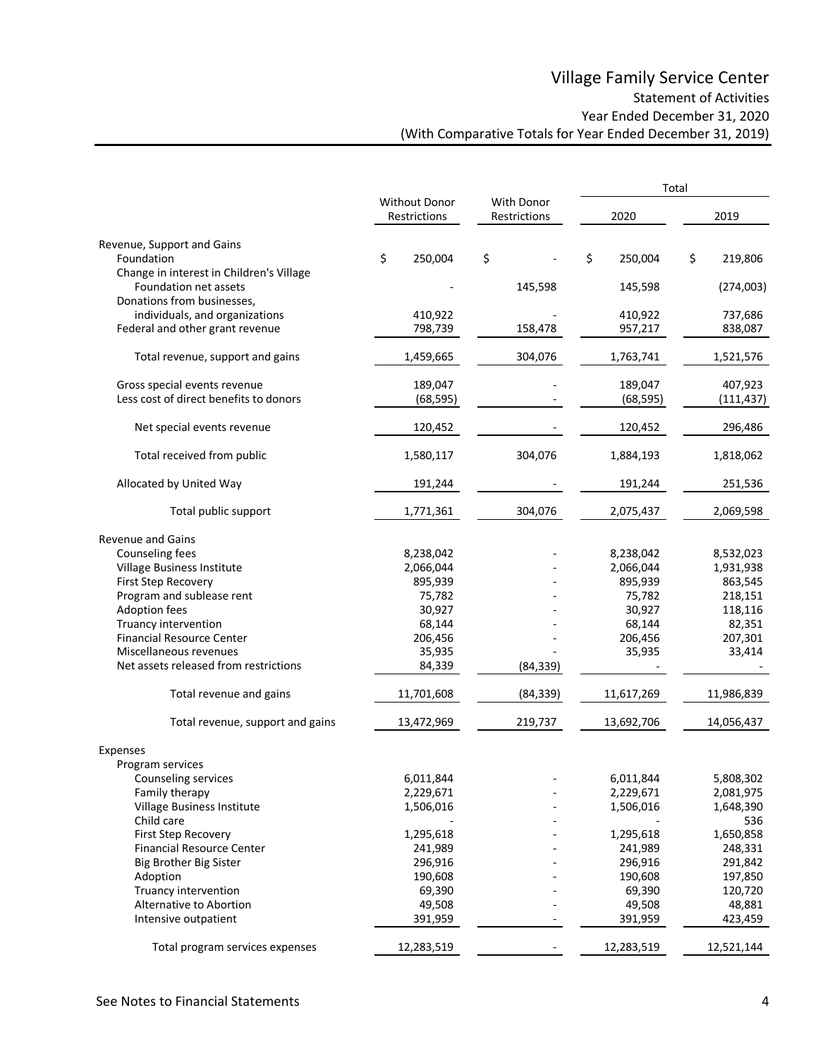# Village Family Service Center

## Statement of Activities

### Year Ended December 31, 2020

### (With Comparative Totals for Year Ended December 31, 2019)

| | Without Donor Restrictions | With Donor Restrictions | Total 2020 | Total 2019 |
|---|---|---|---|---|
| **Revenue, Support and Gains** | | | | |
| Foundation | $ 250,004 | $ - | $ 250,004 | $ 219,806 |
| Change in interest in Children's Village Foundation net assets | - | 145,598 | 145,598 | (274,003) |
| Donations from businesses, individuals, and organizations | 410,922 | - | 410,922 | 737,686 |
| Federal and other grant revenue | 798,739 | 158,478 | 957,217 | 838,087 |
| Total revenue, support and gains | 1,459,665 | 304,076 | 1,763,741 | 1,521,576 |
| Gross special events revenue | 189,047 | - | 189,047 | 407,923 |
| Less cost of direct benefits to donors | (68,595) | - | (68,595) | (111,437) |
| Net special events revenue | 120,452 | - | 120,452 | 296,486 |
| Total received from public | 1,580,117 | 304,076 | 1,884,193 | 1,818,062 |
| Allocated by United Way | 191,244 | - | 191,244 | 251,536 |
| Total public support | 1,771,361 | 304,076 | 2,075,437 | 2,069,598 |
| **Revenue and Gains** | | | | |
| Counseling fees | 8,238,042 | - | 8,238,042 | 8,532,023 |
| Village Business Institute | 2,066,044 | - | 2,066,044 | 1,931,938 |
| First Step Recovery | 895,939 | - | 895,939 | 863,545 |
| Program and sublease rent | 75,782 | - | 75,782 | 218,151 |
| Adoption fees | 30,927 | - | 30,927 | 118,116 |
| Truancy intervention | 68,144 | - | 68,144 | 82,351 |
| Financial Resource Center | 206,456 | - | 206,456 | 207,301 |
| Miscellaneous revenues | 35,935 | - | 35,935 | 33,414 |
| Net assets released from restrictions | 84,339 | (84,339) | - | - |
| Total revenue and gains | 11,701,608 | (84,339) | 11,617,269 | 11,986,839 |
| Total revenue, support and gains | 13,472,969 | 219,737 | 13,692,706 | 14,056,437 |
| **Expenses** | | | | |
| Program services | | | | |
| Counseling services | 6,011,844 | - | 6,011,844 | 5,808,302 |
| Family therapy | 2,229,671 | - | 2,229,671 | 2,081,975 |
| Village Business Institute | 1,506,016 | - | 1,506,016 | 1,648,390 |
| Child care | - | - | - | 536 |
| First Step Recovery | 1,295,618 | - | 1,295,618 | 1,650,858 |
| Financial Resource Center | 241,989 | - | 241,989 | 248,331 |
| Big Brother Big Sister | 296,916 | - | 296,916 | 291,842 |
| Adoption | 190,608 | - | 190,608 | 197,850 |
| Truancy intervention | 69,390 | - | 69,390 | 120,720 |
| Alternative to Abortion | 49,508 | - | 49,508 | 48,881 |
| Intensive outpatient | 391,959 | - | 391,959 | 423,459 |
| Total program services expenses | 12,283,519 | - | 12,283,519 | 12,521,144 |

See Notes to Financial Statements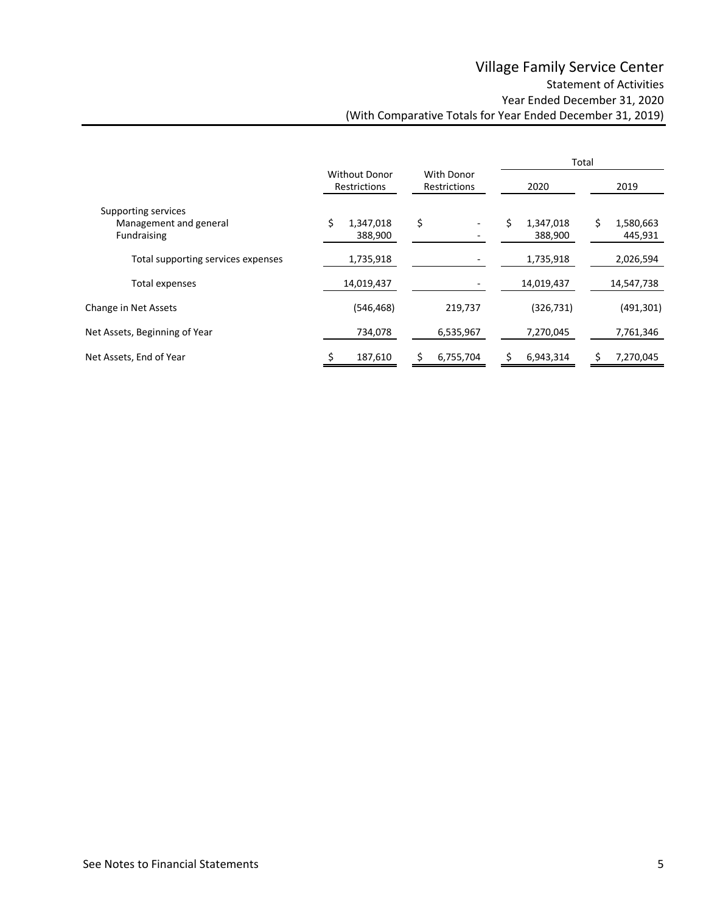# Village Family Service Center

## Statement of Activities

### Year Ended December 31, 2020

### (With Comparative Totals for Year Ended December 31, 2019)

| | Without Donor Restrictions | With Donor Restrictions | Total | |
|---|---|---|---|---|
| | | | 2020 | 2019 |
| Supporting services | | | | |
| Management and general | $ 1,347,018 | $ - | $ 1,347,018 | $ 1,580,663 |
| Fundraising | 388,900 | - | 388,900 | 445,931 |
| Total supporting services expenses | 1,735,918 | - | 1,735,918 | 2,026,594 |
| Total expenses | 14,019,437 | - | 14,019,437 | 14,547,738 |
| Change in Net Assets | (546,468) | 219,737 | (326,731) | (491,301) |
| Net Assets, Beginning of Year | 734,078 | 6,535,967 | 7,270,045 | 7,761,346 |
| Net Assets, End of Year | $ 187,610 | $ 6,755,704 | $ 6,943,314 | $ 7,270,045 |

See Notes to Financial Statements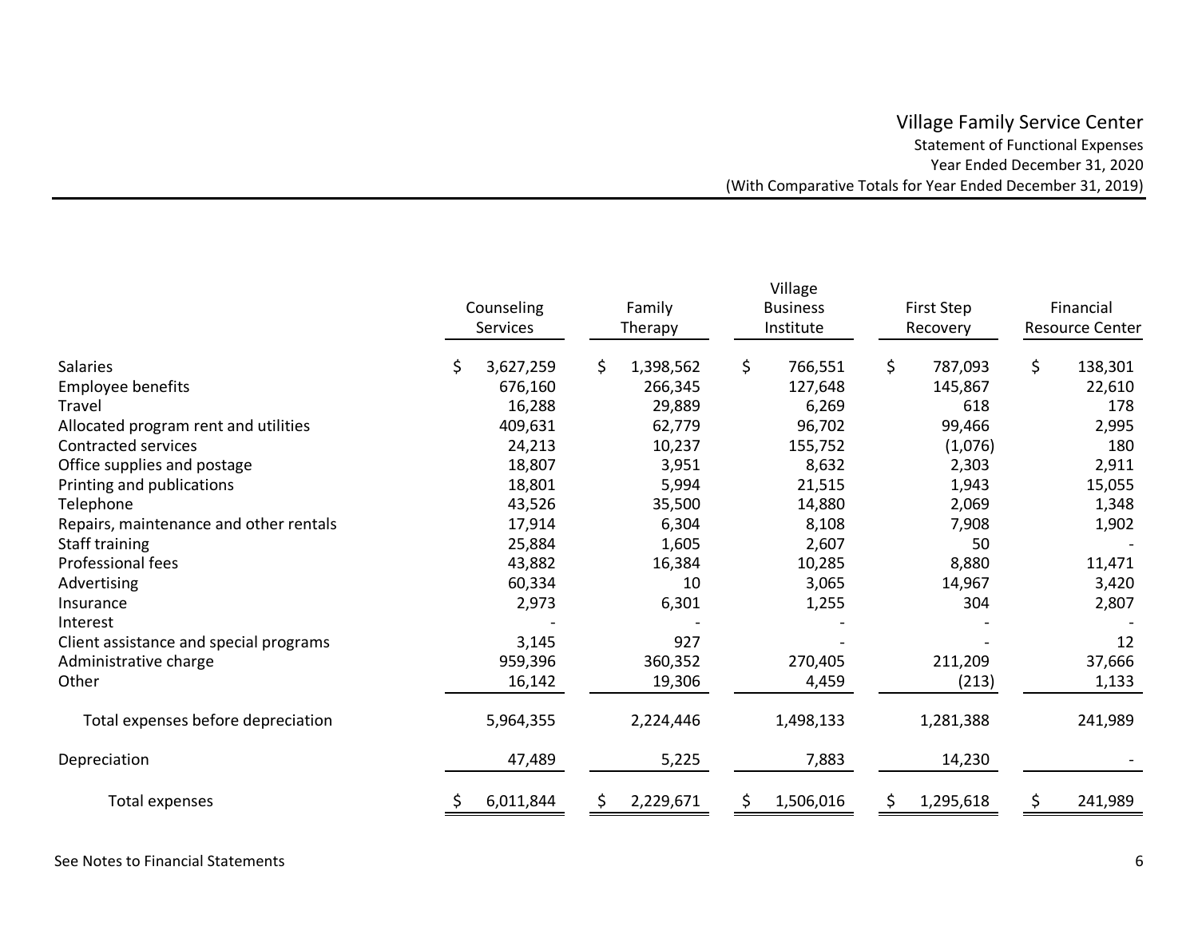# Village Family Service Center

Statement of Functional Expenses

Year Ended December 31, 2020

(With Comparative Totals for Year Ended December 31, 2019)

| | Counseling Services | Family Therapy | Village Business Institute | First Step Recovery | Financial Resource Center |
|---|---|---|---|---|---|
| Salaries | $ 3,627,259 | $ 1,398,562 | $ 766,551 | $ 787,093 | $ 138,301 |
| Employee benefits | 676,160 | 266,345 | 127,648 | 145,867 | 22,610 |
| Travel | 16,288 | 29,889 | 6,269 | 618 | 178 |
| Allocated program rent and utilities | 409,631 | 62,779 | 96,702 | 99,466 | 2,995 |
| Contracted services | 24,213 | 10,237 | 155,752 | (1,076) | 180 |
| Office supplies and postage | 18,807 | 3,951 | 8,632 | 2,303 | 2,911 |
| Printing and publications | 18,801 | 5,994 | 21,515 | 1,943 | 15,055 |
| Telephone | 43,526 | 35,500 | 14,880 | 2,069 | 1,348 |
| Repairs, maintenance and other rentals | 17,914 | 6,304 | 8,108 | 7,908 | 1,902 |
| Staff training | 25,884 | 1,605 | 2,607 | 50 | - |
| Professional fees | 43,882 | 16,384 | 10,285 | 8,880 | 11,471 |
| Advertising | 60,334 | 10 | 3,065 | 14,967 | 3,420 |
| Insurance | 2,973 | 6,301 | 1,255 | 304 | 2,807 |
| Interest | - | - | - | - | - |
| Client assistance and special programs | 3,145 | 927 | - | - | 12 |
| Administrative charge | 959,396 | 360,352 | 270,405 | 211,209 | 37,666 |
| Other | 16,142 | 19,306 | 4,459 | (213) | 1,133 |
| Total expenses before depreciation | 5,964,355 | 2,224,446 | 1,498,133 | 1,281,388 | 241,989 |
| Depreciation | 47,489 | 5,225 | 7,883 | 14,230 | - |
| Total expenses | $ 6,011,844 | $ 2,229,671 | $ 1,506,016 | $ 1,295,618 | $ 241,989 |

See Notes to Financial Statements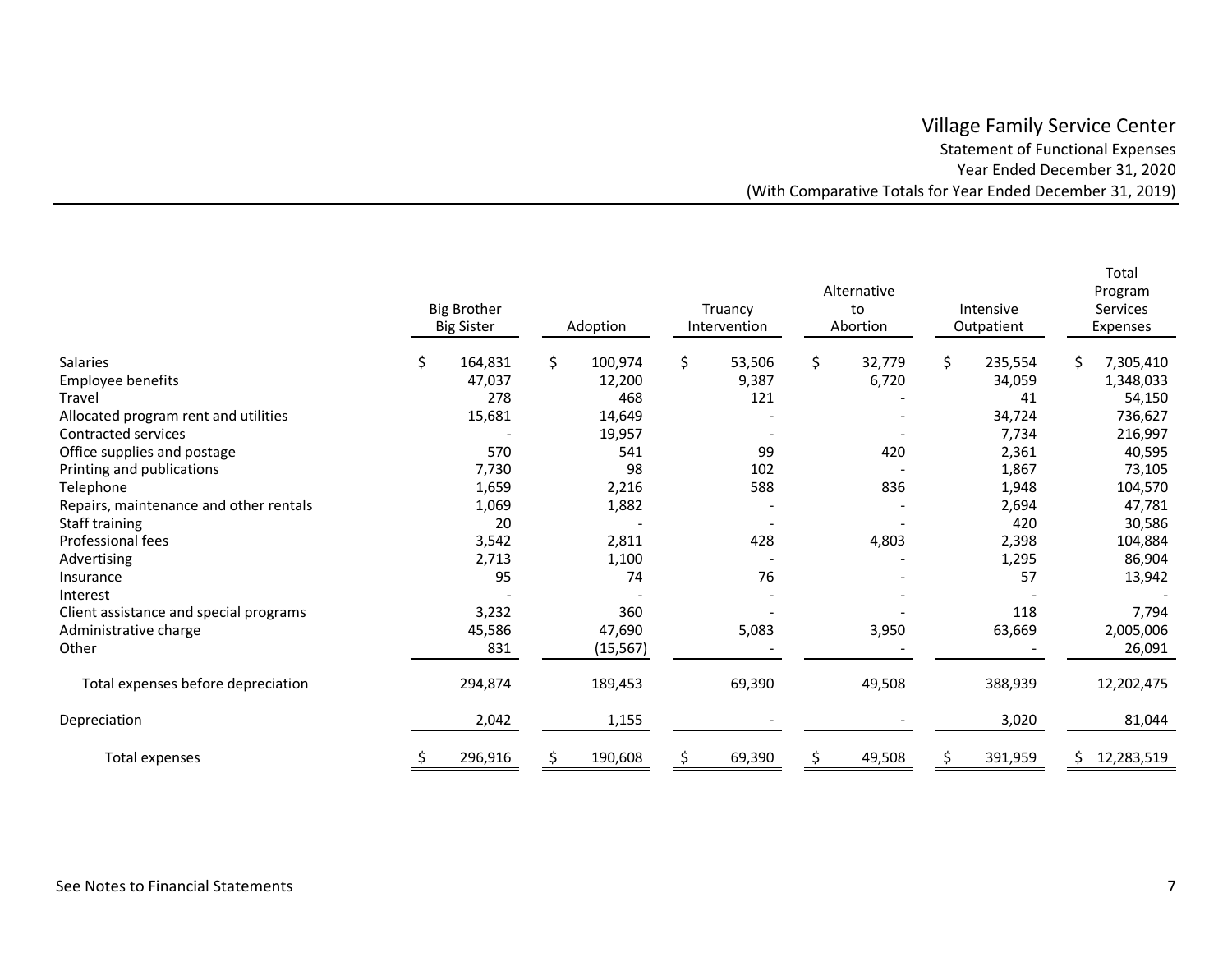# Village Family Service Center

## Statement of Functional Expenses

### Year Ended December 31, 2020

### (With Comparative Totals for Year Ended December 31, 2019)

| | Big Brother Big Sister | Adoption | Truancy Intervention | Alternative to Abortion | Intensive Outpatient | Total Program Services Expenses |
|---|---|---|---|---|---|---|
| Salaries | $ 164,831 | $ 100,974 | $ 53,506 | $ 32,779 | $ 235,554 | $ 7,305,410 |
| Employee benefits | 47,037 | 12,200 | 9,387 | 6,720 | 34,059 | 1,348,033 |
| Travel | 278 | 468 | 121 | - | 41 | 54,150 |
| Allocated program rent and utilities | 15,681 | 14,649 | - | - | 34,724 | 736,627 |
| Contracted services | - | 19,957 | - | - | 7,734 | 216,997 |
| Office supplies and postage | 570 | 541 | 99 | 420 | 2,361 | 40,595 |
| Printing and publications | 7,730 | 98 | 102 | - | 1,867 | 73,105 |
| Telephone | 1,659 | 2,216 | 588 | 836 | 1,948 | 104,570 |
| Repairs, maintenance and other rentals | 1,069 | 1,882 | - | - | 2,694 | 47,781 |
| Staff training | 20 | - | - | - | 420 | 30,586 |
| Professional fees | 3,542 | 2,811 | 428 | 4,803 | 2,398 | 104,884 |
| Advertising | 2,713 | 1,100 | - | - | 1,295 | 86,904 |
| Insurance | 95 | 74 | 76 | - | 57 | 13,942 |
| Interest | - | - | - | - | - | - |
| Client assistance and special programs | 3,232 | 360 | - | - | 118 | 7,794 |
| Administrative charge | 45,586 | 47,690 | 5,083 | 3,950 | 63,669 | 2,005,006 |
| Other | 831 | (15,567) | - | - | - | 26,091 |
| Total expenses before depreciation | 294,874 | 189,453 | 69,390 | 49,508 | 388,939 | 12,202,475 |
| Depreciation | 2,042 | 1,155 | - | - | 3,020 | 81,044 |
| Total expenses | $ 296,916 | $ 190,608 | $ 69,390 | $ 49,508 | $ 391,959 | $ 12,283,519 |

See Notes to Financial Statements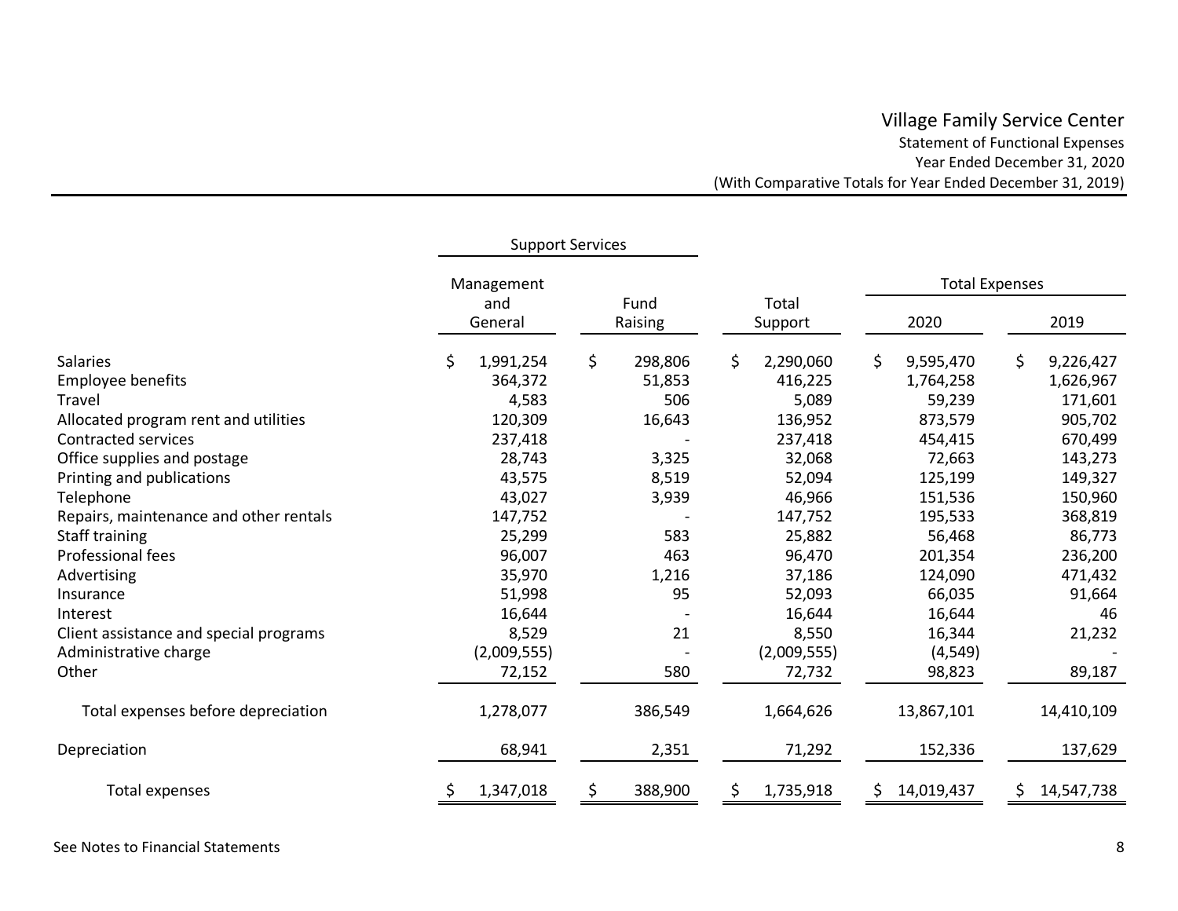# Village Family Service Center

Statement of Functional Expenses
Year Ended December 31, 2020
(With Comparative Totals for Year Ended December 31, 2019)

| | Support Services | | | Total Expenses | |
|---|---|---|---|---|---|
| | Management and General | Fund Raising | Total Support | 2020 | 2019 |
| Salaries | $ 1,991,254 | $ 298,806 | $ 2,290,060 | $ 9,595,470 | $ 9,226,427 |
| Employee benefits | 364,372 | 51,853 | 416,225 | 1,764,258 | 1,626,967 |
| Travel | 4,583 | 506 | 5,089 | 59,239 | 171,601 |
| Allocated program rent and utilities | 120,309 | 16,643 | 136,952 | 873,579 | 905,702 |
| Contracted services | 237,418 | - | 237,418 | 454,415 | 670,499 |
| Office supplies and postage | 28,743 | 3,325 | 32,068 | 72,663 | 143,273 |
| Printing and publications | 43,575 | 8,519 | 52,094 | 125,199 | 149,327 |
| Telephone | 43,027 | 3,939 | 46,966 | 151,536 | 150,960 |
| Repairs, maintenance and other rentals | 147,752 | - | 147,752 | 195,533 | 368,819 |
| Staff training | 25,299 | 583 | 25,882 | 56,468 | 86,773 |
| Professional fees | 96,007 | 463 | 96,470 | 201,354 | 236,200 |
| Advertising | 35,970 | 1,216 | 37,186 | 124,090 | 471,432 |
| Insurance | 51,998 | 95 | 52,093 | 66,035 | 91,664 |
| Interest | 16,644 | - | 16,644 | 16,644 | 46 |
| Client assistance and special programs | 8,529 | 21 | 8,550 | 16,344 | 21,232 |
| Administrative charge | (2,009,555) | - | (2,009,555) | (4,549) | - |
| Other | 72,152 | 580 | 72,732 | 98,823 | 89,187 |
| Total expenses before depreciation | 1,278,077 | 386,549 | 1,664,626 | 13,867,101 | 14,410,109 |
| Depreciation | 68,941 | 2,351 | 71,292 | 152,336 | 137,629 |
| Total expenses | $ 1,347,018 | $ 388,900 | $ 1,735,918 | $ 14,019,437 | $ 14,547,738 |

See Notes to Financial Statements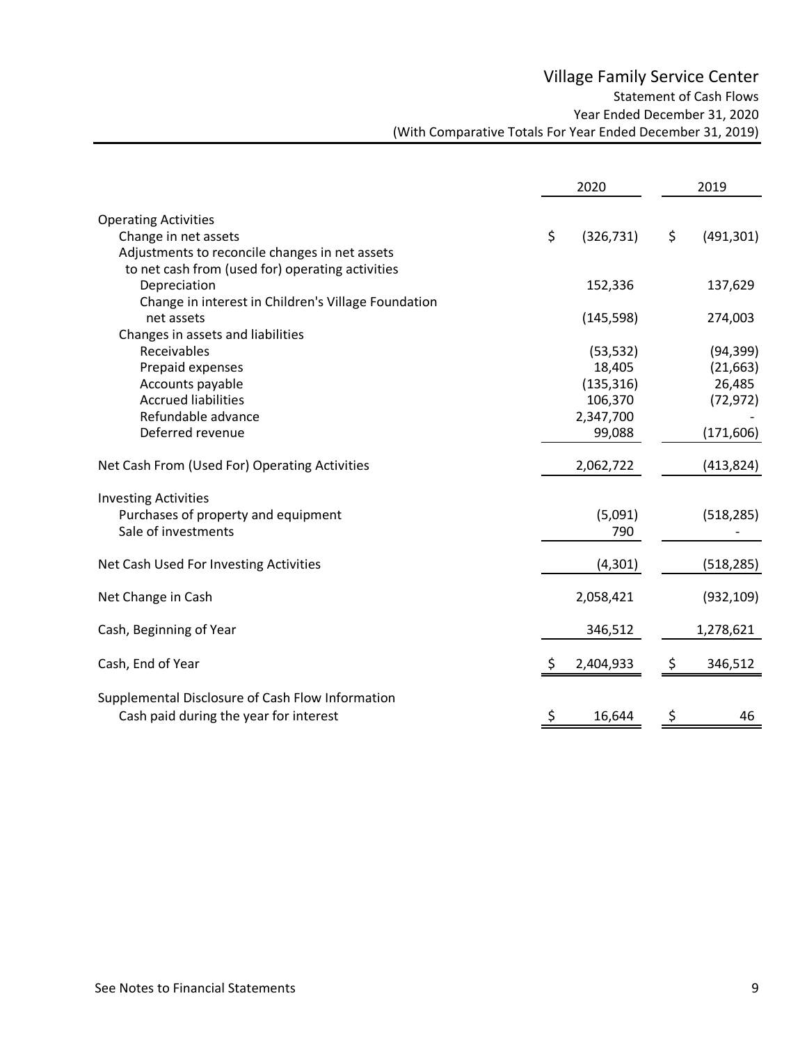# Village Family Service Center

Statement of Cash Flows

Year Ended December 31, 2020

(With Comparative Totals For Year Ended December 31, 2019)

| | 2020 | 2019 |
|---|---|---|
| **Operating Activities** | | |
| Change in net assets | $ (326,731) | $ (491,301) |
| Adjustments to reconcile changes in net assets to net cash from (used for) operating activities | | |
| Depreciation | 152,336 | 137,629 |
| Change in interest in Children's Village Foundation net assets | (145,598) | 274,003 |
| Changes in assets and liabilities | | |
| Receivables | (53,532) | (94,399) |
| Prepaid expenses | 18,405 | (21,663) |
| Accounts payable | (135,316) | 26,485 |
| Accrued liabilities | 106,370 | (72,972) |
| Refundable advance | 2,347,700 | - |
| Deferred revenue | 99,088 | (171,606) |
| **Net Cash From (Used For) Operating Activities** | 2,062,722 | (413,824) |
| **Investing Activities** | | |
| Purchases of property and equipment | (5,091) | (518,285) |
| Sale of investments | 790 | - |
| **Net Cash Used For Investing Activities** | (4,301) | (518,285) |
| **Net Change in Cash** | 2,058,421 | (932,109) |
| **Cash, Beginning of Year** | 346,512 | 1,278,621 |
| **Cash, End of Year** | $ 2,404,933 | $ 346,512 |
| **Supplemental Disclosure of Cash Flow Information** | | |
| Cash paid during the year for interest | $ 16,644 | $ 46 |

See Notes to Financial Statements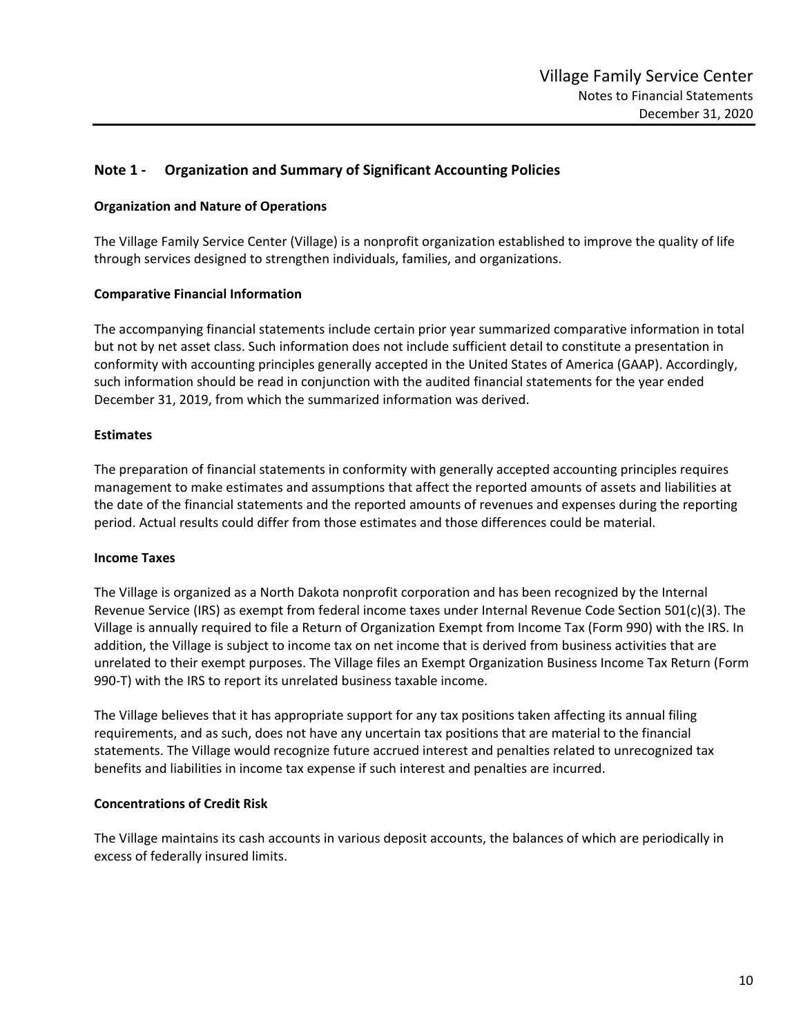## Note 1 - Organization and Summary of Significant Accounting Policies

### Organization and Nature of Operations

The Village Family Service Center (Village) is a nonprofit organization established to improve the quality of life through services designed to strengthen individuals, families, and organizations.

### Comparative Financial Information

The accompanying financial statements include certain prior year summarized comparative information in total but not by net asset class. Such information does not include sufficient detail to constitute a presentation in conformity with accounting principles generally accepted in the United States of America (GAAP). Accordingly, such information should be read in conjunction with the audited financial statements for the year ended December 31, 2019, from which the summarized information was derived.

### Estimates

The preparation of financial statements in conformity with generally accepted accounting principles requires management to make estimates and assumptions that affect the reported amounts of assets and liabilities at the date of the financial statements and the reported amounts of revenues and expenses during the reporting period. Actual results could differ from those estimates and those differences could be material.

### Income Taxes

The Village is organized as a North Dakota nonprofit corporation and has been recognized by the Internal Revenue Service (IRS) as exempt from federal income taxes under Internal Revenue Code Section 501(c)(3). The Village is annually required to file a Return of Organization Exempt from Income Tax (Form 990) with the IRS. In addition, the Village is subject to income tax on net income that is derived from business activities that are unrelated to their exempt purposes. The Village files an Exempt Organization Business Income Tax Return (Form 990-T) with the IRS to report its unrelated business taxable income.

The Village believes that it has appropriate support for any tax positions taken affecting its annual filing requirements, and as such, does not have any uncertain tax positions that are material to the financial statements. The Village would recognize future accrued interest and penalties related to unrecognized tax benefits and liabilities in income tax expense if such interest and penalties are incurred.

### Concentrations of Credit Risk

The Village maintains its cash accounts in various deposit accounts, the balances of which are periodically in excess of federally insured limits.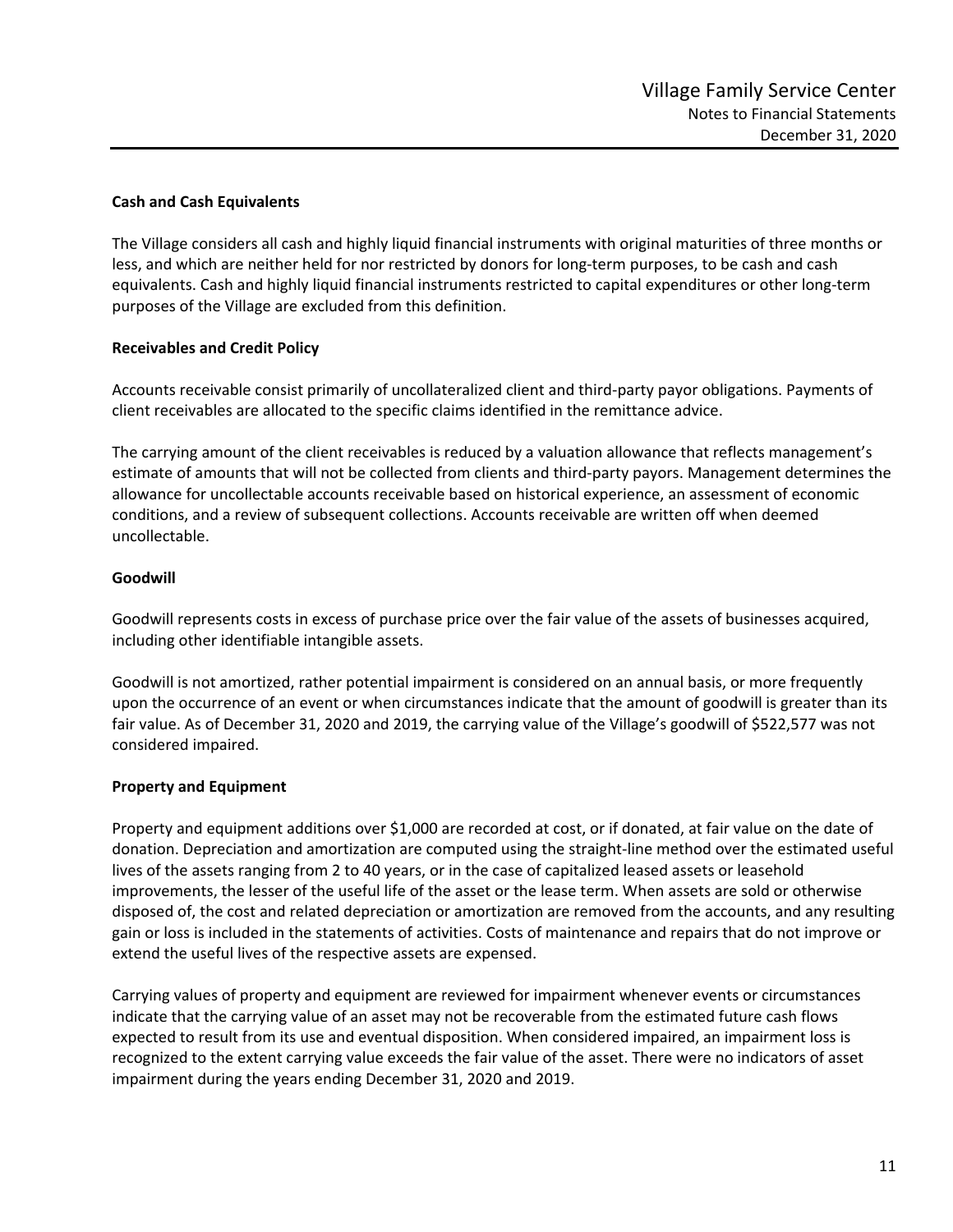### Cash and Cash Equivalents

The Village considers all cash and highly liquid financial instruments with original maturities of three months or less, and which are neither held for nor restricted by donors for long-term purposes, to be cash and cash equivalents. Cash and highly liquid financial instruments restricted to capital expenditures or other long-term purposes of the Village are excluded from this definition.

### Receivables and Credit Policy

Accounts receivable consist primarily of uncollateralized client and third-party payor obligations. Payments of client receivables are allocated to the specific claims identified in the remittance advice.

The carrying amount of the client receivables is reduced by a valuation allowance that reflects management's estimate of amounts that will not be collected from clients and third-party payors. Management determines the allowance for uncollectable accounts receivable based on historical experience, an assessment of economic conditions, and a review of subsequent collections. Accounts receivable are written off when deemed uncollectable.

### Goodwill

Goodwill represents costs in excess of purchase price over the fair value of the assets of businesses acquired, including other identifiable intangible assets.

Goodwill is not amortized, rather potential impairment is considered on an annual basis, or more frequently upon the occurrence of an event or when circumstances indicate that the amount of goodwill is greater than its fair value. As of December 31, 2020 and 2019, the carrying value of the Village's goodwill of $522,577 was not considered impaired.

### Property and Equipment

Property and equipment additions over $1,000 are recorded at cost, or if donated, at fair value on the date of donation. Depreciation and amortization are computed using the straight-line method over the estimated useful lives of the assets ranging from 2 to 40 years, or in the case of capitalized leased assets or leasehold improvements, the lesser of the useful life of the asset or the lease term. When assets are sold or otherwise disposed of, the cost and related depreciation or amortization are removed from the accounts, and any resulting gain or loss is included in the statements of activities. Costs of maintenance and repairs that do not improve or extend the useful lives of the respective assets are expensed.

Carrying values of property and equipment are reviewed for impairment whenever events or circumstances indicate that the carrying value of an asset may not be recoverable from the estimated future cash flows expected to result from its use and eventual disposition. When considered impaired, an impairment loss is recognized to the extent carrying value exceeds the fair value of the asset. There were no indicators of asset impairment during the years ending December 31, 2020 and 2019.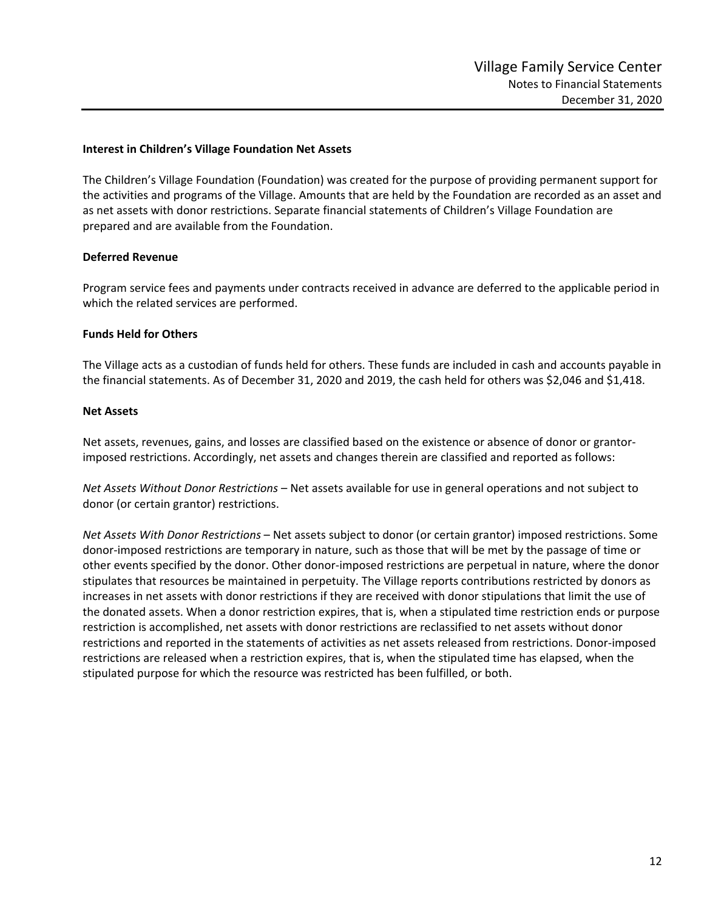**Interest in Children's Village Foundation Net Assets**

The Children's Village Foundation (Foundation) was created for the purpose of providing permanent support for the activities and programs of the Village. Amounts that are held by the Foundation are recorded as an asset and as net assets with donor restrictions. Separate financial statements of Children's Village Foundation are prepared and are available from the Foundation.

**Deferred Revenue**

Program service fees and payments under contracts received in advance are deferred to the applicable period in which the related services are performed.

**Funds Held for Others**

The Village acts as a custodian of funds held for others. These funds are included in cash and accounts payable in the financial statements. As of December 31, 2020 and 2019, the cash held for others was $2,046 and $1,418.

**Net Assets**

Net assets, revenues, gains, and losses are classified based on the existence or absence of donor or grantor-imposed restrictions. Accordingly, net assets and changes therein are classified and reported as follows:

*Net Assets Without Donor Restrictions* – Net assets available for use in general operations and not subject to donor (or certain grantor) restrictions.

*Net Assets With Donor Restrictions* – Net assets subject to donor (or certain grantor) imposed restrictions. Some donor-imposed restrictions are temporary in nature, such as those that will be met by the passage of time or other events specified by the donor. Other donor-imposed restrictions are perpetual in nature, where the donor stipulates that resources be maintained in perpetuity. The Village reports contributions restricted by donors as increases in net assets with donor restrictions if they are received with donor stipulations that limit the use of the donated assets. When a donor restriction expires, that is, when a stipulated time restriction ends or purpose restriction is accomplished, net assets with donor restrictions are reclassified to net assets without donor restrictions and reported in the statements of activities as net assets released from restrictions. Donor-imposed restrictions are released when a restriction expires, that is, when the stipulated time has elapsed, when the stipulated purpose for which the resource was restricted has been fulfilled, or both.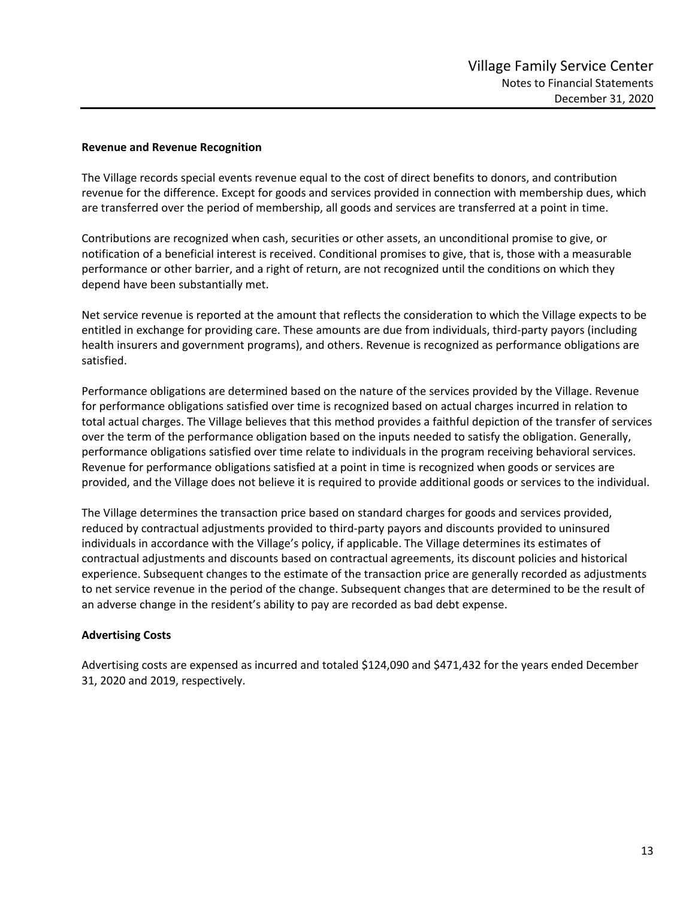**Revenue and Revenue Recognition**

The Village records special events revenue equal to the cost of direct benefits to donors, and contribution revenue for the difference. Except for goods and services provided in connection with membership dues, which are transferred over the period of membership, all goods and services are transferred at a point in time.

Contributions are recognized when cash, securities or other assets, an unconditional promise to give, or notification of a beneficial interest is received. Conditional promises to give, that is, those with a measurable performance or other barrier, and a right of return, are not recognized until the conditions on which they depend have been substantially met.

Net service revenue is reported at the amount that reflects the consideration to which the Village expects to be entitled in exchange for providing care. These amounts are due from individuals, third-party payors (including health insurers and government programs), and others. Revenue is recognized as performance obligations are satisfied.

Performance obligations are determined based on the nature of the services provided by the Village. Revenue for performance obligations satisfied over time is recognized based on actual charges incurred in relation to total actual charges. The Village believes that this method provides a faithful depiction of the transfer of services over the term of the performance obligation based on the inputs needed to satisfy the obligation. Generally, performance obligations satisfied over time relate to individuals in the program receiving behavioral services. Revenue for performance obligations satisfied at a point in time is recognized when goods or services are provided, and the Village does not believe it is required to provide additional goods or services to the individual.

The Village determines the transaction price based on standard charges for goods and services provided, reduced by contractual adjustments provided to third-party payors and discounts provided to uninsured individuals in accordance with the Village's policy, if applicable. The Village determines its estimates of contractual adjustments and discounts based on contractual agreements, its discount policies and historical experience. Subsequent changes to the estimate of the transaction price are generally recorded as adjustments to net service revenue in the period of the change. Subsequent changes that are determined to be the result of an adverse change in the resident's ability to pay are recorded as bad debt expense.

**Advertising Costs**

Advertising costs are expensed as incurred and totaled $124,090 and $471,432 for the years ended December 31, 2020 and 2019, respectively.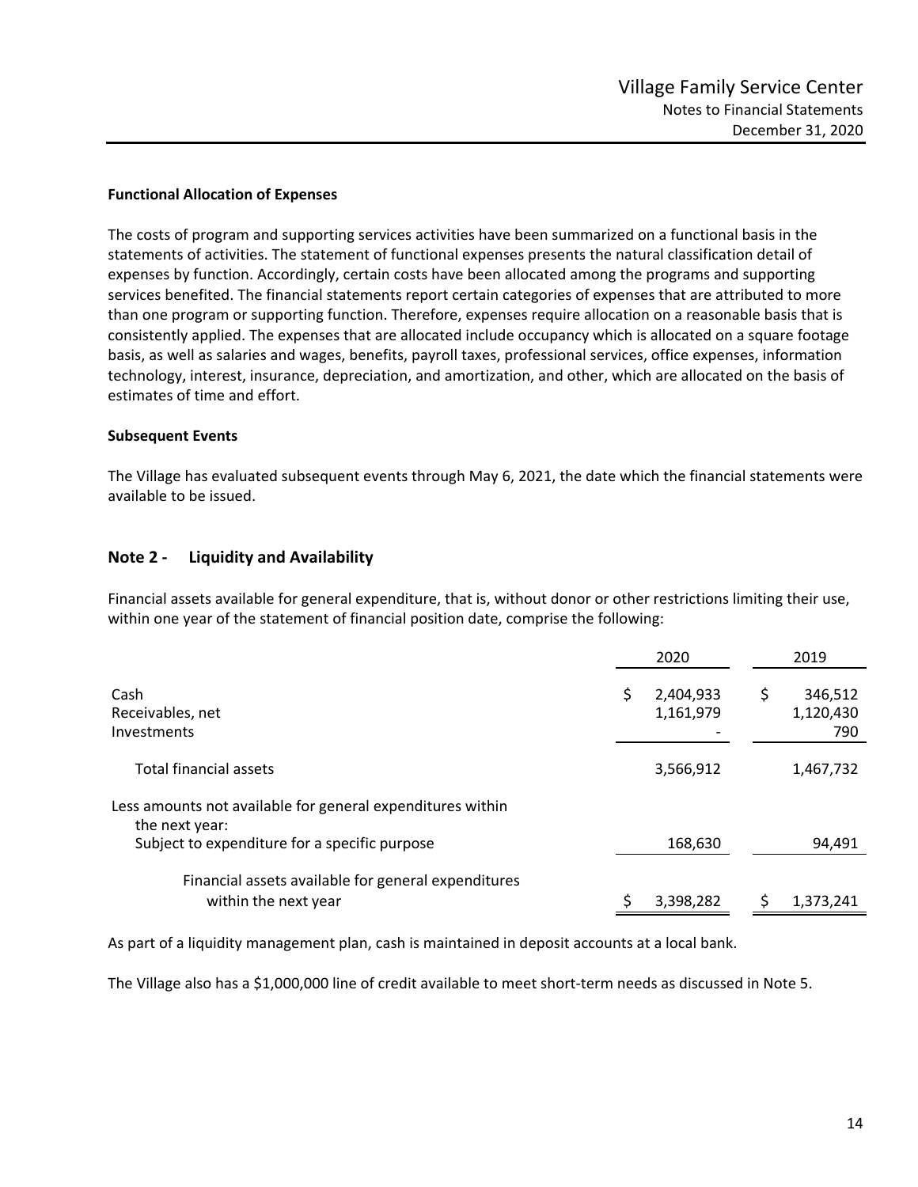**Functional Allocation of Expenses**

The costs of program and supporting services activities have been summarized on a functional basis in the statements of activities. The statement of functional expenses presents the natural classification detail of expenses by function. Accordingly, certain costs have been allocated among the programs and supporting services benefited. The financial statements report certain categories of expenses that are attributed to more than one program or supporting function. Therefore, expenses require allocation on a reasonable basis that is consistently applied. The expenses that are allocated include occupancy which is allocated on a square footage basis, as well as salaries and wages, benefits, payroll taxes, professional services, office expenses, information technology, interest, insurance, depreciation, and amortization, and other, which are allocated on the basis of estimates of time and effort.

**Subsequent Events**

The Village has evaluated subsequent events through May 6, 2021, the date which the financial statements were available to be issued.

## Note 2 - Liquidity and Availability

Financial assets available for general expenditure, that is, without donor or other restrictions limiting their use, within one year of the statement of financial position date, comprise the following:

| | 2020 | 2019 |
|---|---|---|
| Cash | $ 2,404,933 | $ 346,512 |
| Receivables, net | 1,161,979 | 1,120,430 |
| Investments | - | 790 |
| Total financial assets | 3,566,912 | 1,467,732 |
| Less amounts not available for general expenditures within the next year: | | |
| Subject to expenditure for a specific purpose | 168,630 | 94,491 |
| Financial assets available for general expenditures within the next year | $ 3,398,282 | $ 1,373,241 |

As part of a liquidity management plan, cash is maintained in deposit accounts at a local bank.

The Village also has a $1,000,000 line of credit available to meet short-term needs as discussed in Note 5.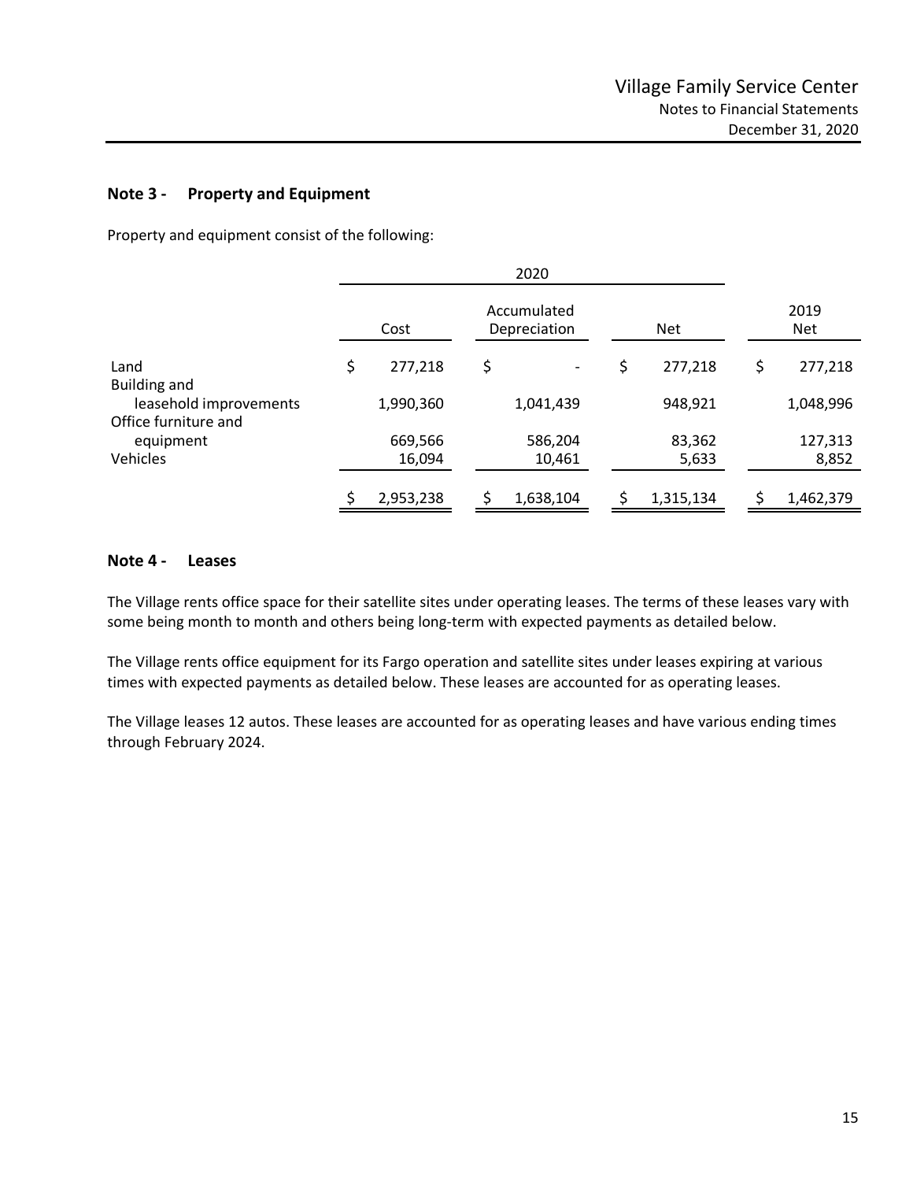## Note 3 - Property and Equipment

Property and equipment consist of the following:

| | 2020 | | | |
|---|---|---|---|---|
| | Cost | Accumulated Depreciation | Net | 2019 Net |
| Land | $ 277,218 | $ - | $ 277,218 | $ 277,218 |
| Building and leasehold improvements | 1,990,360 | 1,041,439 | 948,921 | 1,048,996 |
| Office furniture and equipment | 669,566 | 586,204 | 83,362 | 127,313 |
| Vehicles | 16,094 | 10,461 | 5,633 | 8,852 |
| | $ 2,953,238 | $ 1,638,104 | $ 1,315,134 | $ 1,462,379 |

## Note 4 - Leases

The Village rents office space for their satellite sites under operating leases. The terms of these leases vary with some being month to month and others being long-term with expected payments as detailed below.

The Village rents office equipment for its Fargo operation and satellite sites under leases expiring at various times with expected payments as detailed below. These leases are accounted for as operating leases.

The Village leases 12 autos. These leases are accounted for as operating leases and have various ending times through February 2024.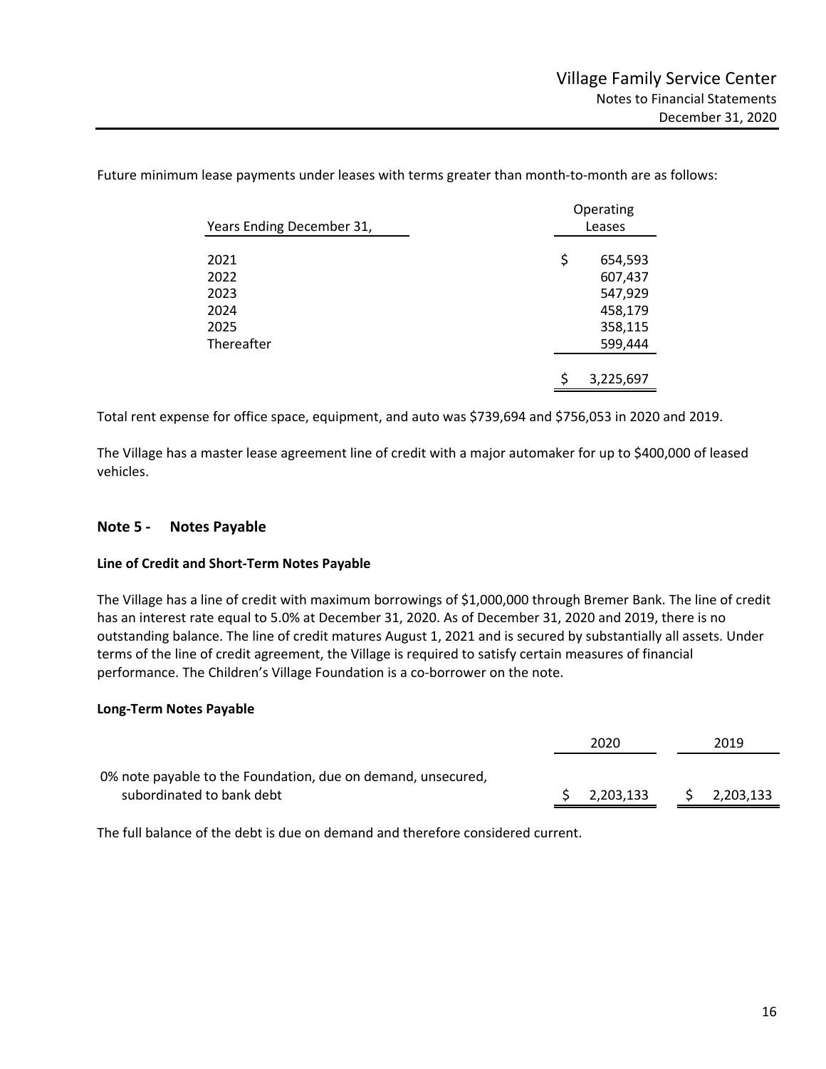Future minimum lease payments under leases with terms greater than month-to-month are as follows:

| Years Ending December 31, | Operating Leases |
|---|---|
| 2021 | $ 654,593 |
| 2022 | 607,437 |
| 2023 | 547,929 |
| 2024 | 458,179 |
| 2025 | 358,115 |
| Thereafter | 599,444 |
| | $ 3,225,697 |

Total rent expense for office space, equipment, and auto was $739,694 and $756,053 in 2020 and 2019.

The Village has a master lease agreement line of credit with a major automaker for up to $400,000 of leased vehicles.

## Note 5 - Notes Payable

### Line of Credit and Short-Term Notes Payable

The Village has a line of credit with maximum borrowings of $1,000,000 through Bremer Bank. The line of credit has an interest rate equal to 5.0% at December 31, 2020. As of December 31, 2020 and 2019, there is no outstanding balance. The line of credit matures August 1, 2021 and is secured by substantially all assets. Under terms of the line of credit agreement, the Village is required to satisfy certain measures of financial performance. The Children's Village Foundation is a co-borrower on the note.

### Long-Term Notes Payable

| | 2020 | 2019 |
|---|---|---|
| 0% note payable to the Foundation, due on demand, unsecured, subordinated to bank debt | $ 2,203,133 | $ 2,203,133 |

The full balance of the debt is due on demand and therefore considered current.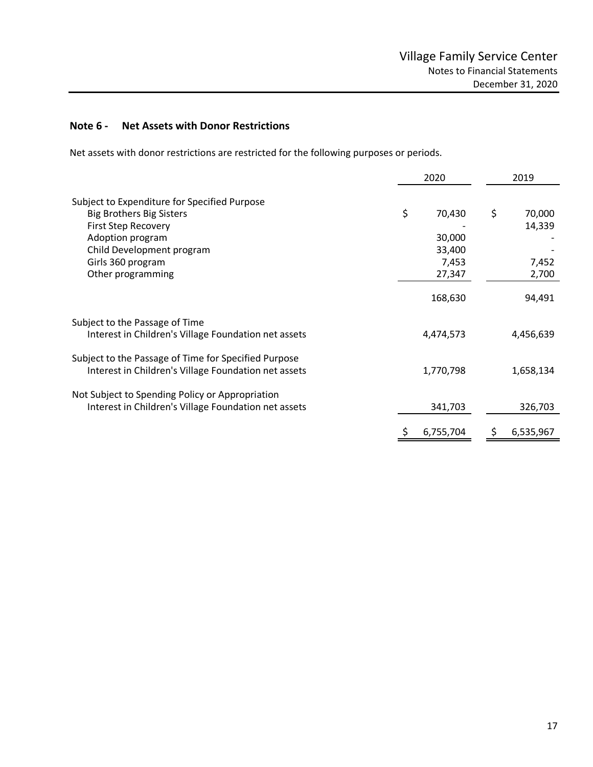## Note 6 - Net Assets with Donor Restrictions

Net assets with donor restrictions are restricted for the following purposes or periods.

| | 2020 | 2019 |
|---|---|---|
| Subject to Expenditure for Specified Purpose | | |
| Big Brothers Big Sisters | $ 70,430 | $ 70,000 |
| First Step Recovery | - | 14,339 |
| Adoption program | 30,000 | - |
| Child Development program | 33,400 | - |
| Girls 360 program | 7,453 | 7,452 |
| Other programming | 27,347 | 2,700 |
| | 168,630 | 94,491 |
| Subject to the Passage of Time | | |
| Interest in Children's Village Foundation net assets | 4,474,573 | 4,456,639 |
| Subject to the Passage of Time for Specified Purpose | | |
| Interest in Children's Village Foundation net assets | 1,770,798 | 1,658,134 |
| Not Subject to Spending Policy or Appropriation | | |
| Interest in Children's Village Foundation net assets | 341,703 | 326,703 |
| | $ 6,755,704 | $ 6,535,967 |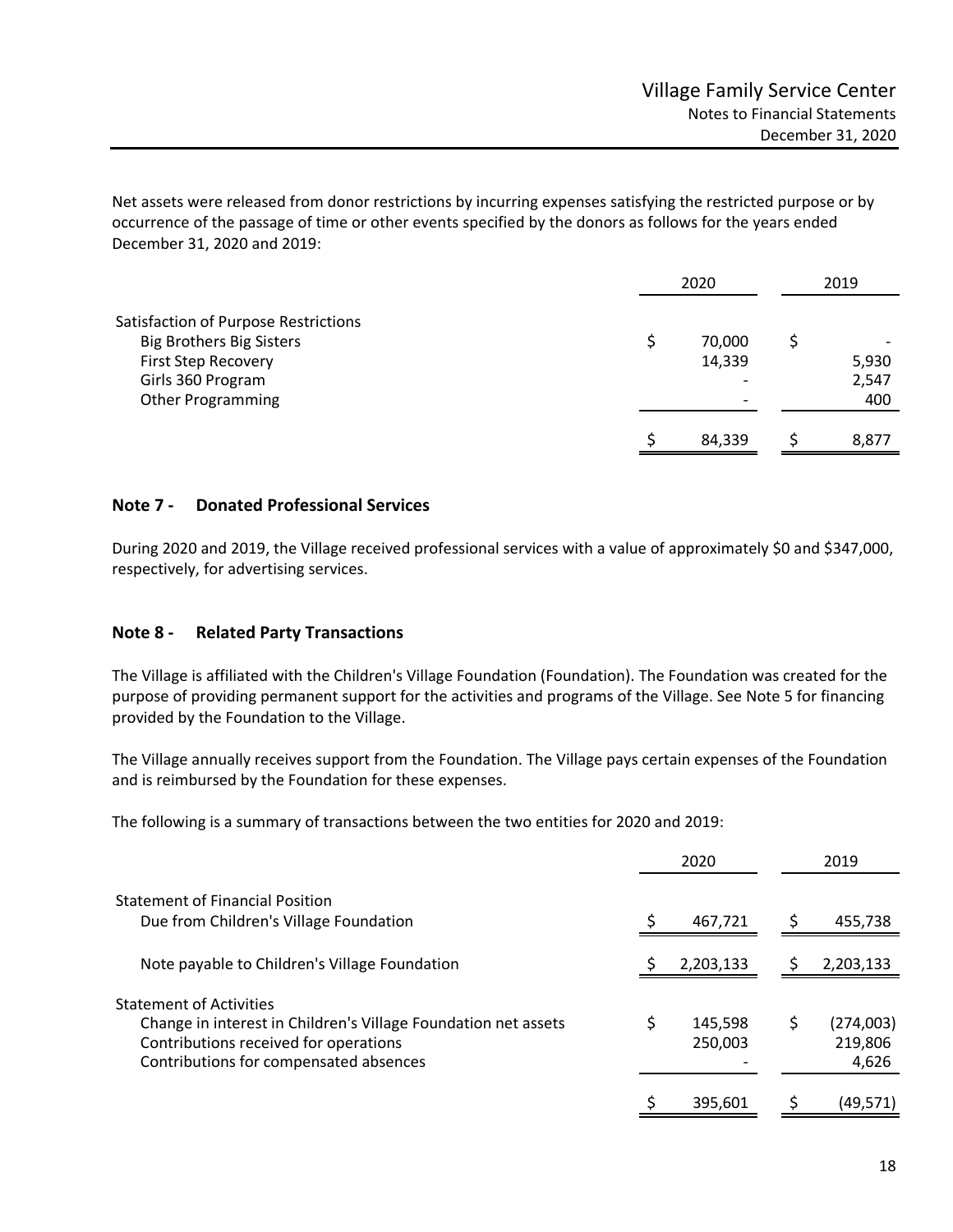Net assets were released from donor restrictions by incurring expenses satisfying the restricted purpose or by occurrence of the passage of time or other events specified by the donors as follows for the years ended December 31, 2020 and 2019:

| | 2020 | 2019 |
|---|---|---|
| Satisfaction of Purpose Restrictions | | |
| Big Brothers Big Sisters | $ 70,000 | $ - |
| First Step Recovery | 14,339 | 5,930 |
| Girls 360 Program | - | 2,547 |
| Other Programming | - | 400 |
| | $ 84,339 | $ 8,877 |

## Note 7 - Donated Professional Services

During 2020 and 2019, the Village received professional services with a value of approximately $0 and $347,000, respectively, for advertising services.

## Note 8 - Related Party Transactions

The Village is affiliated with the Children's Village Foundation (Foundation). The Foundation was created for the purpose of providing permanent support for the activities and programs of the Village. See Note 5 for financing provided by the Foundation to the Village.

The Village annually receives support from the Foundation. The Village pays certain expenses of the Foundation and is reimbursed by the Foundation for these expenses.

The following is a summary of transactions between the two entities for 2020 and 2019:

| | 2020 | 2019 |
|---|---|---|
| Statement of Financial Position | | |
| Due from Children's Village Foundation | $ 467,721 | $ 455,738 |
| Note payable to Children's Village Foundation | $ 2,203,133 | $ 2,203,133 |
| Statement of Activities | | |
| Change in interest in Children's Village Foundation net assets | $ 145,598 | $ (274,003) |
| Contributions received for operations | 250,003 | 219,806 |
| Contributions for compensated absences | - | 4,626 |
| | $ 395,601 | $ (49,571) |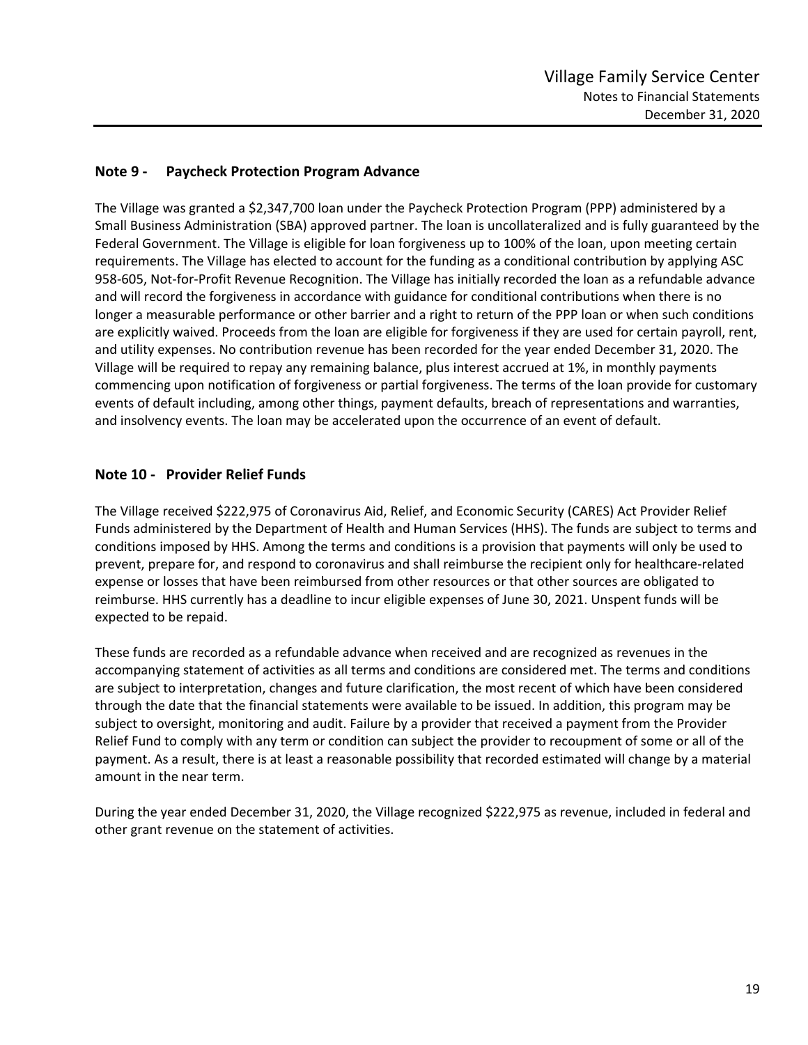## Note 9 - Paycheck Protection Program Advance

The Village was granted a $2,347,700 loan under the Paycheck Protection Program (PPP) administered by a Small Business Administration (SBA) approved partner. The loan is uncollateralized and is fully guaranteed by the Federal Government. The Village is eligible for loan forgiveness up to 100% of the loan, upon meeting certain requirements. The Village has elected to account for the funding as a conditional contribution by applying ASC 958-605, Not-for-Profit Revenue Recognition. The Village has initially recorded the loan as a refundable advance and will record the forgiveness in accordance with guidance for conditional contributions when there is no longer a measurable performance or other barrier and a right to return of the PPP loan or when such conditions are explicitly waived. Proceeds from the loan are eligible for forgiveness if they are used for certain payroll, rent, and utility expenses. No contribution revenue has been recorded for the year ended December 31, 2020. The Village will be required to repay any remaining balance, plus interest accrued at 1%, in monthly payments commencing upon notification of forgiveness or partial forgiveness. The terms of the loan provide for customary events of default including, among other things, payment defaults, breach of representations and warranties, and insolvency events. The loan may be accelerated upon the occurrence of an event of default.

## Note 10 - Provider Relief Funds

The Village received $222,975 of Coronavirus Aid, Relief, and Economic Security (CARES) Act Provider Relief Funds administered by the Department of Health and Human Services (HHS). The funds are subject to terms and conditions imposed by HHS. Among the terms and conditions is a provision that payments will only be used to prevent, prepare for, and respond to coronavirus and shall reimburse the recipient only for healthcare-related expense or losses that have been reimbursed from other resources or that other sources are obligated to reimburse. HHS currently has a deadline to incur eligible expenses of June 30, 2021. Unspent funds will be expected to be repaid.

These funds are recorded as a refundable advance when received and are recognized as revenues in the accompanying statement of activities as all terms and conditions are considered met. The terms and conditions are subject to interpretation, changes and future clarification, the most recent of which have been considered through the date that the financial statements were available to be issued. In addition, this program may be subject to oversight, monitoring and audit. Failure by a provider that received a payment from the Provider Relief Fund to comply with any term or condition can subject the provider to recoupment of some or all of the payment. As a result, there is at least a reasonable possibility that recorded estimated will change by a material amount in the near term.

During the year ended December 31, 2020, the Village recognized $222,975 as revenue, included in federal and other grant revenue on the statement of activities.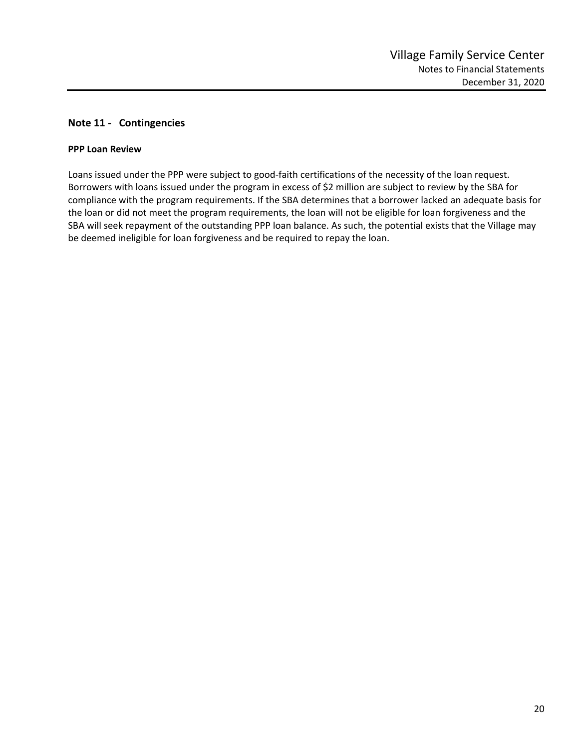## Note 11 - Contingencies

**PPP Loan Review**

Loans issued under the PPP were subject to good-faith certifications of the necessity of the loan request. Borrowers with loans issued under the program in excess of $2 million are subject to review by the SBA for compliance with the program requirements. If the SBA determines that a borrower lacked an adequate basis for the loan or did not meet the program requirements, the loan will not be eligible for loan forgiveness and the SBA will seek repayment of the outstanding PPP loan balance. As such, the potential exists that the Village may be deemed ineligible for loan forgiveness and be required to repay the loan.